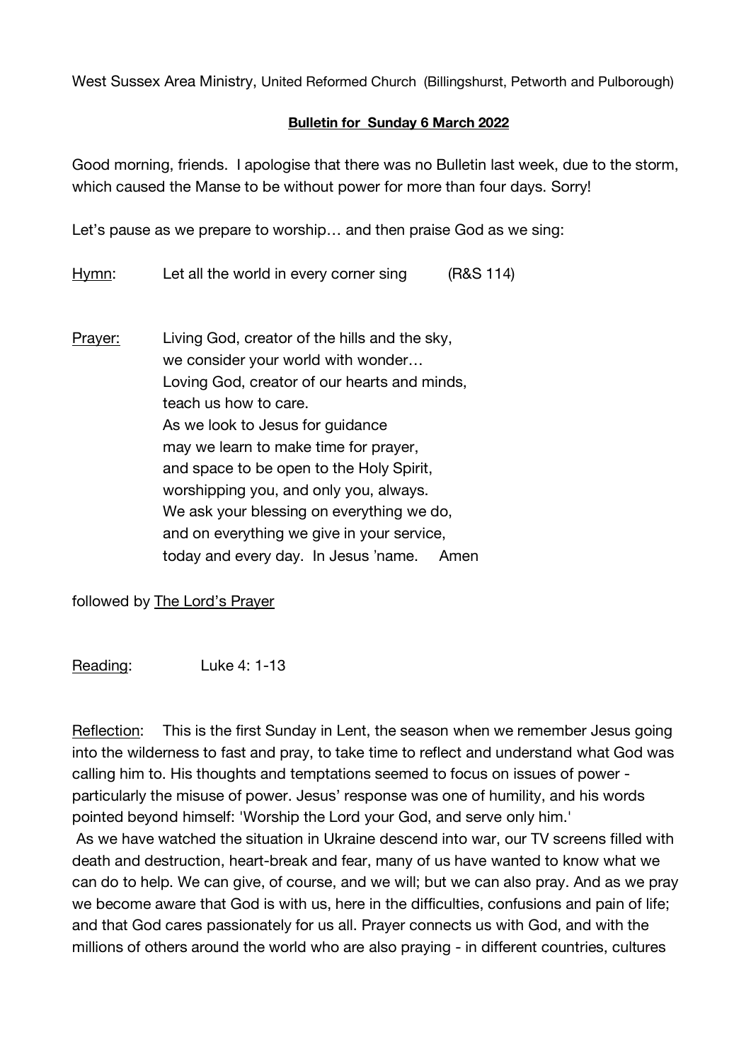West Sussex Area Ministry, United Reformed Church (Billingshurst, Petworth and Pulborough)

**Bulletin for Sunday 6 March 2022**

Good morning, friends. I apologise that there was no Bulletin last week, due to the storm, which caused the Manse to be without power for more than four days. Sorry!

Let's pause as we prepare to worship… and then praise God as we sing:

Hymn: Let all the world in every corner sing (R&S 114)

Prayer: Living God, creator of the hills and the sky,
we consider your world with wonder…
Loving God, creator of our hearts and minds,
teach us how to care.
As we look to Jesus for guidance
may we learn to make time for prayer,
and space to be open to the Holy Spirit,
worshipping you, and only you, always.
We ask your blessing on everything we do,
and on everything we give in your service,
today and every day. In Jesus 'name. Amen

followed by The Lord's Prayer

Reading: Luke 4: 1-13

Reflection: This is the first Sunday in Lent, the season when we remember Jesus going into the wilderness to fast and pray, to take time to reflect and understand what God was calling him to. His thoughts and temptations seemed to focus on issues of power - particularly the misuse of power. Jesus' response was one of humility, and his words pointed beyond himself: 'Worship the Lord your God, and serve only him.'

As we have watched the situation in Ukraine descend into war, our TV screens filled with death and destruction, heart-break and fear, many of us have wanted to know what we can do to help. We can give, of course, and we will; but we can also pray. And as we pray we become aware that God is with us, here in the difficulties, confusions and pain of life; and that God cares passionately for us all. Prayer connects us with God, and with the millions of others around the world who are also praying - in different countries, cultures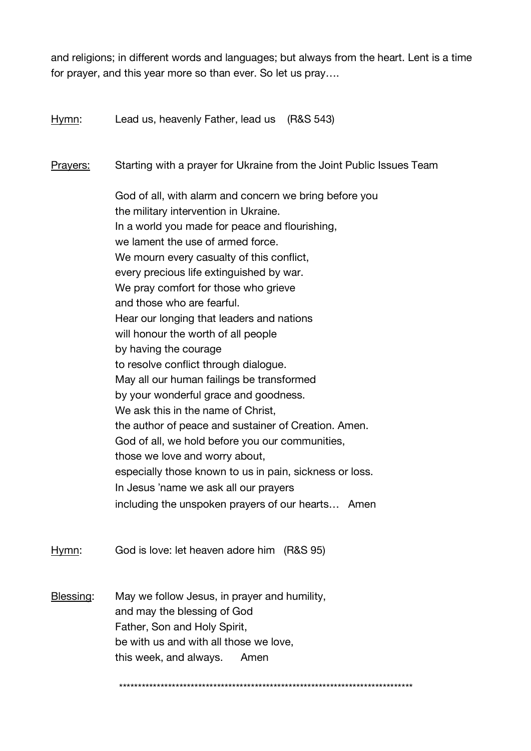and religions; in different words and languages; but always from the heart. Lent is a time for prayer, and this year more so than ever. So let us pray….

<u>Hymn</u>: Lead us, heavenly Father, lead us (R&S 543)

<u>Prayers:</u> Starting with a prayer for Ukraine from the Joint Public Issues Team

God of all, with alarm and concern we bring before you
the military intervention in Ukraine.
In a world you made for peace and flourishing,
we lament the use of armed force.
We mourn every casualty of this conflict,
every precious life extinguished by war.
We pray comfort for those who grieve
and those who are fearful.
Hear our longing that leaders and nations
will honour the worth of all people
by having the courage
to resolve conflict through dialogue.
May all our human failings be transformed
by your wonderful grace and goodness.
We ask this in the name of Christ,
the author of peace and sustainer of Creation. Amen.
God of all, we hold before you our communities,
those we love and worry about,
especially those known to us in pain, sickness or loss.
In Jesus 'name we ask all our prayers
including the unspoken prayers of our hearts… Amen

<u>Hymn</u>: God is love: let heaven adore him (R&S 95)

<u>Blessing</u>: May we follow Jesus, in prayer and humility,
and may the blessing of God
Father, Son and Holy Spirit,
be with us and with all those we love,
this week, and always. Amen

********************************************************************************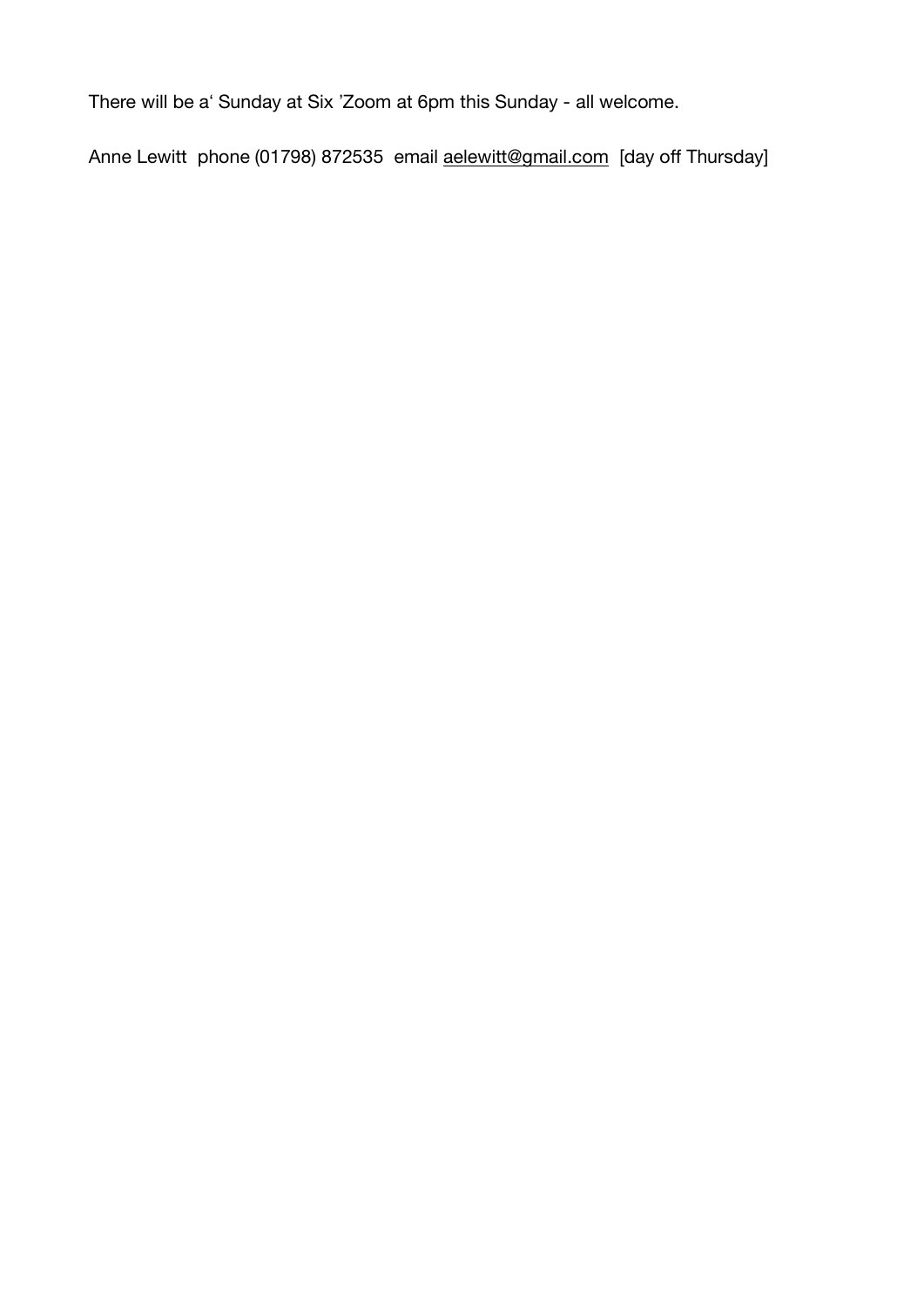There will be a‘ Sunday at Six ’Zoom at 6pm this Sunday - all welcome.

Anne Lewitt phone (01798) 872535 email aelewitt@gmail.com [day off Thursday]